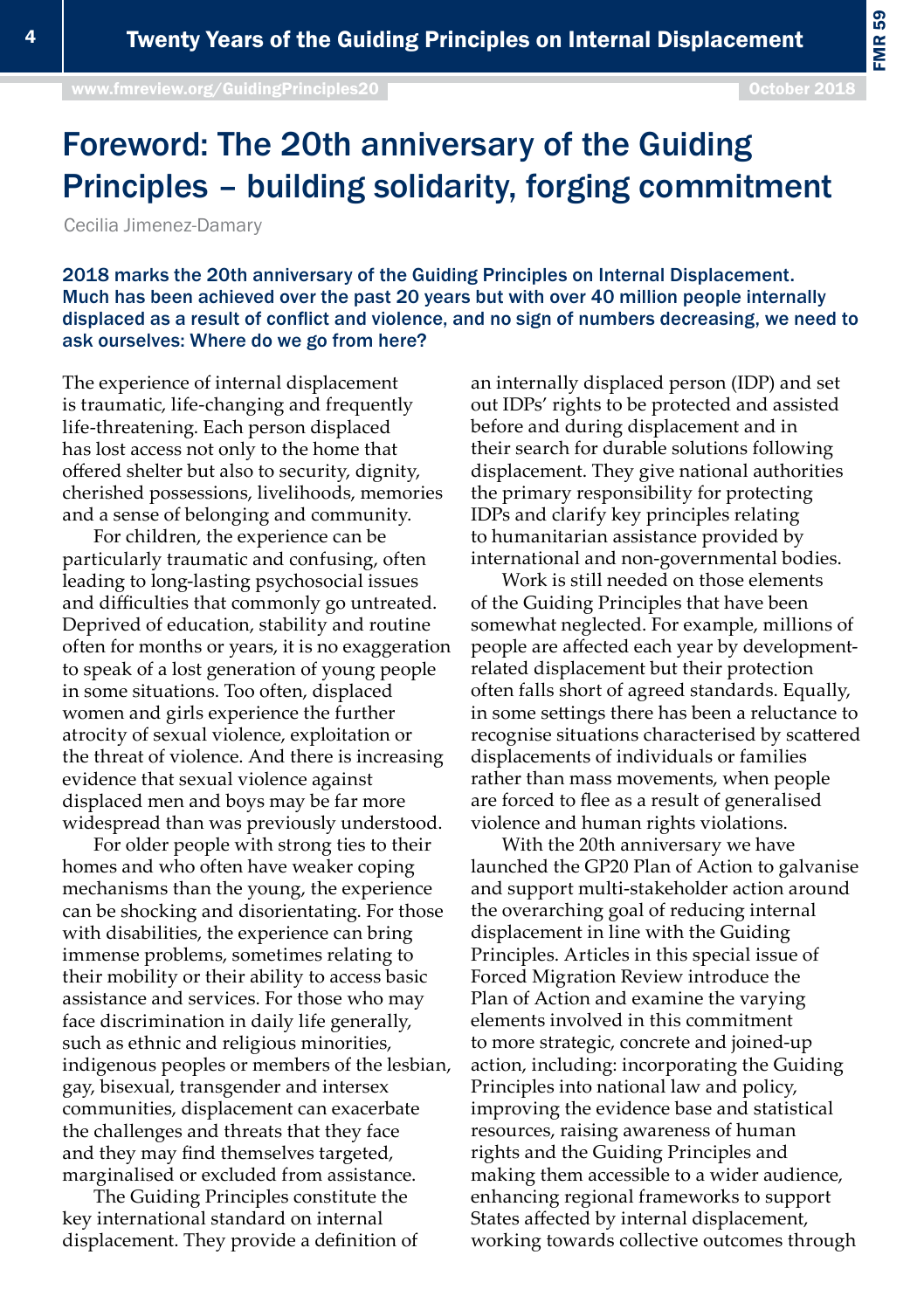# Foreword: The 20th anniversary of the Guiding Principles – building solidarity, forging commitment

Cecilia Jimenez-Damary

**2018 marks the 20th anniversary of the Guiding Principles on Internal Displacement. Much has been achieved over the past 20 years but with over 40 million people internally displaced as a result of conflict and violence, and no sign of numbers decreasing, we need to ask ourselves: Where do we go from here?**

The experience of internal displacement is traumatic, life-changing and frequently life-threatening. Each person displaced has lost access not only to the home that offered shelter but also to security, dignity, cherished possessions, livelihoods, memories and a sense of belonging and community.

For children, the experience can be particularly traumatic and confusing, often leading to long-lasting psychosocial issues and difficulties that commonly go untreated. Deprived of education, stability and routine often for months or years, it is no exaggeration to speak of a lost generation of young people in some situations. Too often, displaced women and girls experience the further atrocity of sexual violence, exploitation or the threat of violence. And there is increasing evidence that sexual violence against displaced men and boys may be far more widespread than was previously understood.

For older people with strong ties to their homes and who often have weaker coping mechanisms than the young, the experience can be shocking and disorientating. For those with disabilities, the experience can bring immense problems, sometimes relating to their mobility or their ability to access basic assistance and services. For those who may face discrimination in daily life generally, such as ethnic and religious minorities, indigenous peoples or members of the lesbian, gay, bisexual, transgender and intersex communities, displacement can exacerbate the challenges and threats that they face and they may find themselves targeted, marginalised or excluded from assistance.

The Guiding Principles constitute the key international standard on internal displacement. They provide a definition of an internally displaced person (IDP) and set out IDPs' rights to be protected and assisted before and during displacement and in their search for durable solutions following displacement. They give national authorities the primary responsibility for protecting IDPs and clarify key principles relating to humanitarian assistance provided by international and non-governmental bodies.

Work is still needed on those elements of the Guiding Principles that have been somewhat neglected. For example, millions of people are affected each year by development-related displacement but their protection often falls short of agreed standards. Equally, in some settings there has been a reluctance to recognise situations characterised by scattered displacements of individuals or families rather than mass movements, when people are forced to flee as a result of generalised violence and human rights violations.

With the 20th anniversary we have launched the GP20 Plan of Action to galvanise and support multi-stakeholder action around the overarching goal of reducing internal displacement in line with the Guiding Principles. Articles in this special issue of Forced Migration Review introduce the Plan of Action and examine the varying elements involved in this commitment to more strategic, concrete and joined-up action, including: incorporating the Guiding Principles into national law and policy, improving the evidence base and statistical resources, raising awareness of human rights and the Guiding Principles and making them accessible to a wider audience, enhancing regional frameworks to support States affected by internal displacement, working towards collective outcomes through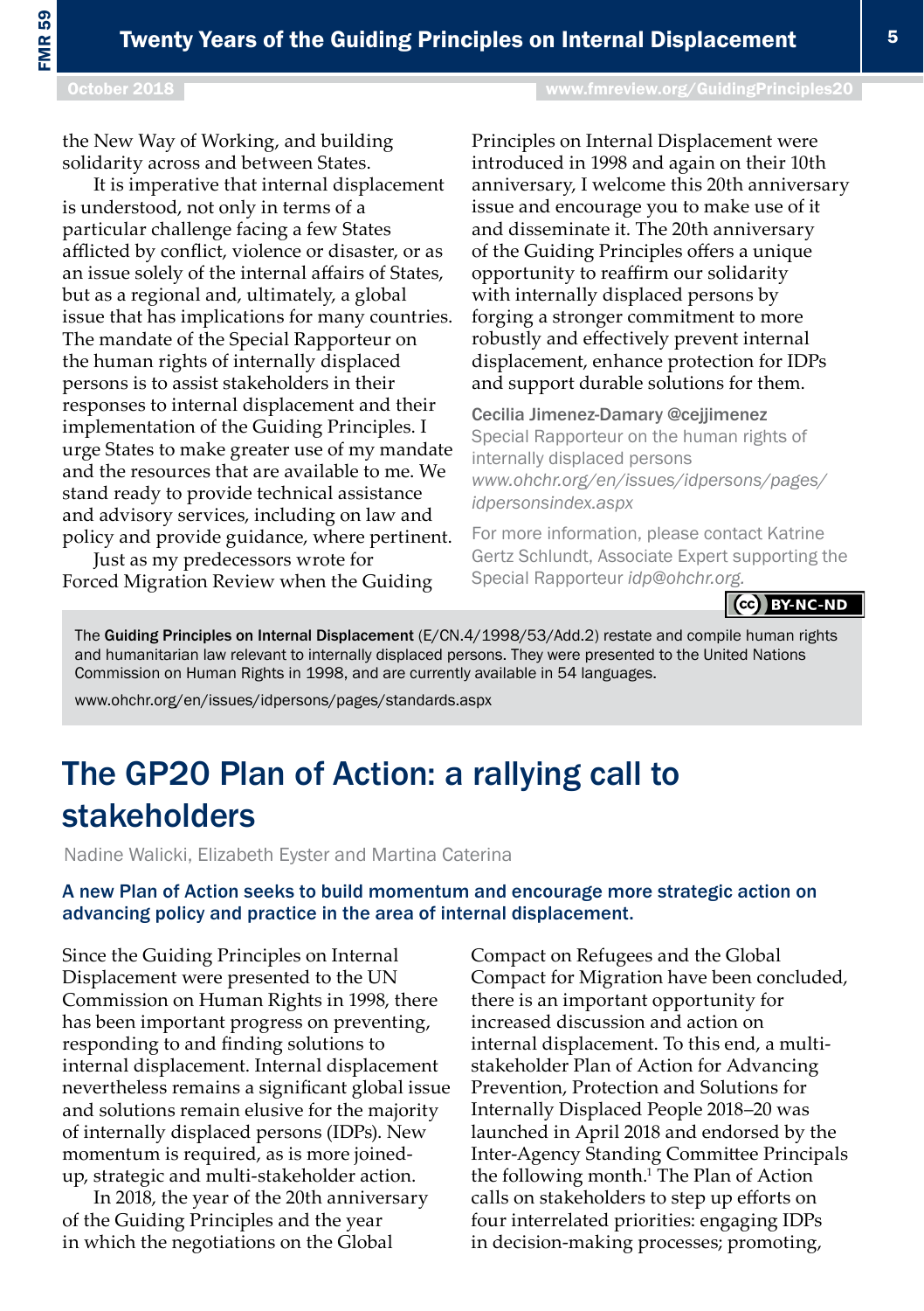the New Way of Working, and building solidarity across and between States.

It is imperative that internal displacement is understood, not only in terms of a particular challenge facing a few States afflicted by conflict, violence or disaster, or as an issue solely of the internal affairs of States, but as a regional and, ultimately, a global issue that has implications for many countries. The mandate of the Special Rapporteur on the human rights of internally displaced persons is to assist stakeholders in their responses to internal displacement and their implementation of the Guiding Principles. I urge States to make greater use of my mandate and the resources that are available to me. We stand ready to provide technical assistance and advisory services, including on law and policy and provide guidance, where pertinent.

Just as my predecessors wrote for Forced Migration Review when the Guiding Principles on Internal Displacement were introduced in 1998 and again on their 10th anniversary, I welcome this 20th anniversary issue and encourage you to make use of it and disseminate it. The 20th anniversary of the Guiding Principles offers a unique opportunity to reaffirm our solidarity with internally displaced persons by forging a stronger commitment to more robustly and effectively prevent internal displacement, enhance protection for IDPs and support durable solutions for them.

**Cecilia Jimenez-Damary @cejjimenez**
Special Rapporteur on the human rights of internally displaced persons
*www.ohchr.org/en/issues/idpersons/pages/idpersonsindex.aspx*

For more information, please contact Katrine Gertz Schlundt, Associate Expert supporting the Special Rapporteur *idp@ohchr.org*.

The **Guiding Principles on Internal Displacement** (E/CN.4/1998/53/Add.2) restate and compile human rights and humanitarian law relevant to internally displaced persons. They were presented to the United Nations Commission on Human Rights in 1998, and are currently available in 54 languages.

www.ohchr.org/en/issues/idpersons/pages/standards.aspx

# The GP20 Plan of Action: a rallying call to stakeholders

Nadine Walicki, Elizabeth Eyster and Martina Caterina

**A new Plan of Action seeks to build momentum and encourage more strategic action on advancing policy and practice in the area of internal displacement.**

Since the Guiding Principles on Internal Displacement were presented to the UN Commission on Human Rights in 1998, there has been important progress on preventing, responding to and finding solutions to internal displacement. Internal displacement nevertheless remains a significant global issue and solutions remain elusive for the majority of internally displaced persons (IDPs). New momentum is required, as is more joined-up, strategic and multi-stakeholder action.

In 2018, the year of the 20th anniversary of the Guiding Principles and the year in which the negotiations on the Global Compact on Refugees and the Global Compact for Migration have been concluded, there is an important opportunity for increased discussion and action on internal displacement. To this end, a multi-stakeholder Plan of Action for Advancing Prevention, Protection and Solutions for Internally Displaced People 2018–20 was launched in April 2018 and endorsed by the Inter-Agency Standing Committee Principals the following month.[1] The Plan of Action calls on stakeholders to step up efforts on four interrelated priorities: engaging IDPs in decision-making processes; promoting,